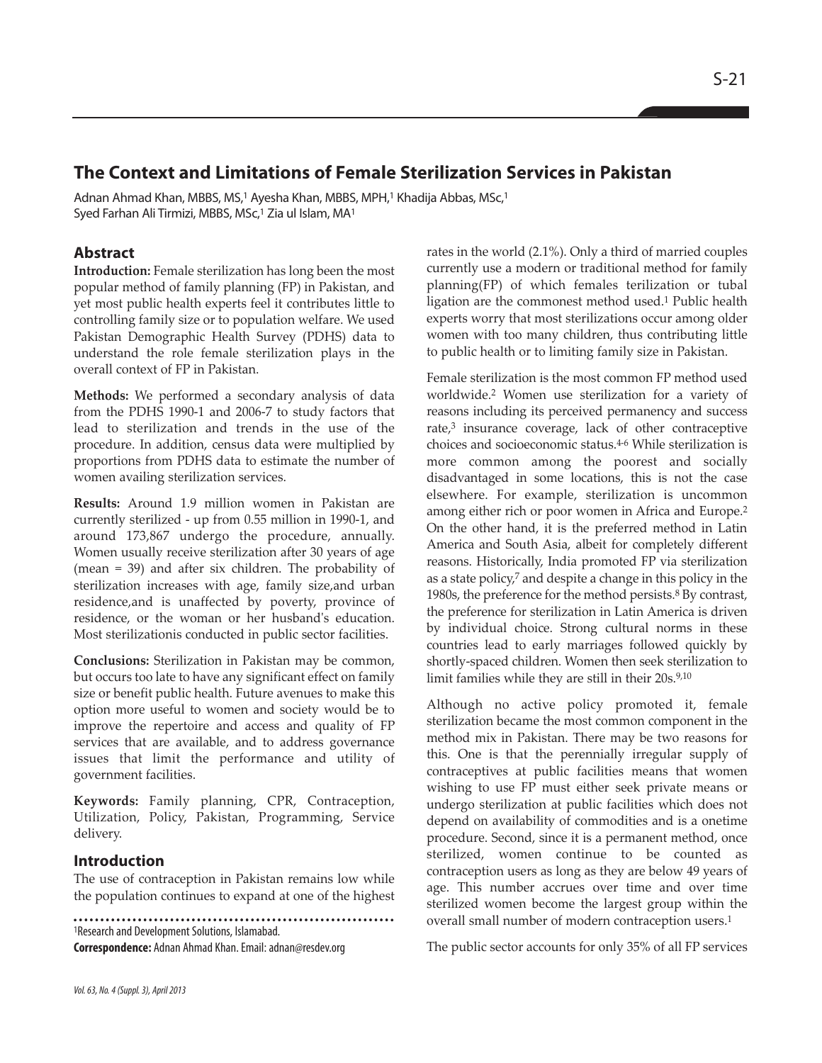# The Context and Limitations of Female Sterilization Services in Pakistan

Adnan Ahmad Khan, MBBS, MS,[1] Ayesha Khan, MBBS, MPH,[1] Khadija Abbas, MSc,[1] Syed Farhan Ali Tirmizi, MBBS, MSc,[1] Zia ul Islam, MA[1]

## Abstract

**Introduction:** Female sterilization has long been the most popular method of family planning (FP) in Pakistan, and yet most public health experts feel it contributes little to controlling family size or to population welfare. We used Pakistan Demographic Health Survey (PDHS) data to understand the role female sterilization plays in the overall context of FP in Pakistan.

**Methods:** We performed a secondary analysis of data from the PDHS 1990-1 and 2006-7 to study factors that lead to sterilization and trends in the use of the procedure. In addition, census data were multiplied by proportions from PDHS data to estimate the number of women availing sterilization services.

**Results:** Around 1.9 million women in Pakistan are currently sterilized - up from 0.55 million in 1990-1, and around 173,867 undergo the procedure, annually. Women usually receive sterilization after 30 years of age (mean = 39) and after six children. The probability of sterilization increases with age, family size,and urban residence,and is unaffected by poverty, province of residence, or the woman or her husband's education. Most sterilizationis conducted in public sector facilities.

**Conclusions:** Sterilization in Pakistan may be common, but occurs too late to have any significant effect on family size or benefit public health. Future avenues to make this option more useful to women and society would be to improve the repertoire and access and quality of FP services that are available, and to address governance issues that limit the performance and utility of government facilities.

**Keywords:** Family planning, CPR, Contraception, Utilization, Policy, Pakistan, Programming, Service delivery.

## Introduction

The use of contraception in Pakistan remains low while the population continues to expand at one of the highest rates in the world (2.1%). Only a third of married couples currently use a modern or traditional method for family planning(FP) of which females terilization or tubal ligation are the commonest method used.[1] Public health experts worry that most sterilizations occur among older women with too many children, thus contributing little to public health or to limiting family size in Pakistan.

Female sterilization is the most common FP method used worldwide.[2] Women use sterilization for a variety of reasons including its perceived permanency and success rate,[3] insurance coverage, lack of other contraceptive choices and socioeconomic status.[4-6] While sterilization is more common among the poorest and socially disadvantaged in some locations, this is not the case elsewhere. For example, sterilization is uncommon among either rich or poor women in Africa and Europe.[2] On the other hand, it is the preferred method in Latin America and South Asia, albeit for completely different reasons. Historically, India promoted FP via sterilization as a state policy,[7] and despite a change in this policy in the 1980s, the preference for the method persists.[8] By contrast, the preference for sterilization in Latin America is driven by individual choice. Strong cultural norms in these countries lead to early marriages followed quickly by shortly-spaced children. Women then seek sterilization to limit families while they are still in their 20s.[9,10]

Although no active policy promoted it, female sterilization became the most common component in the method mix in Pakistan. There may be two reasons for this. One is that the perennially irregular supply of contraceptives at public facilities means that women wishing to use FP must either seek private means or undergo sterilization at public facilities which does not depend on availability of commodities and is a onetime procedure. Second, since it is a permanent method, once sterilized, women continue to be counted as contraception users as long as they are below 49 years of age. This number accrues over time and over time sterilized women become the largest group within the overall small number of modern contraception users.[1]

The public sector accounts for only 35% of all FP services

[1]Research and Development Solutions, Islamabad.

**Correspondence:** Adnan Ahmad Khan. Email: adnan@resdev.org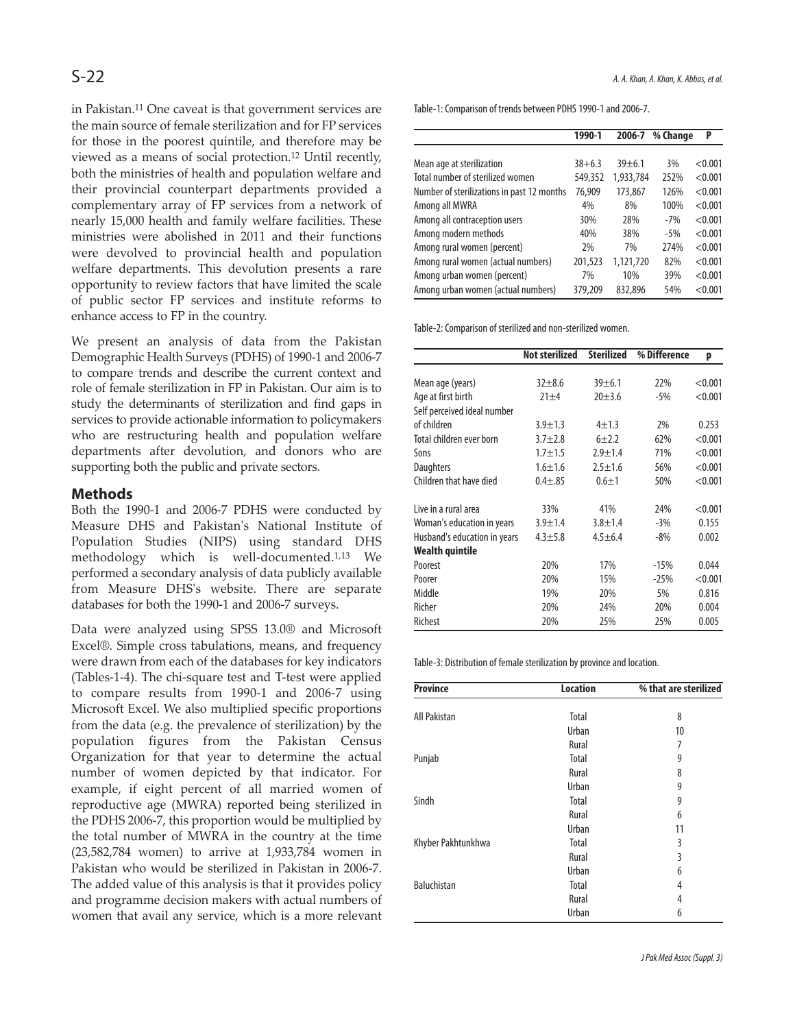in Pakistan.[11] One caveat is that government services are the main source of female sterilization and for FP services for those in the poorest quintile, and therefore may be viewed as a means of social protection.[12] Until recently, both the ministries of health and population welfare and their provincial counterpart departments provided a complementary array of FP services from a network of nearly 15,000 health and family welfare facilities. These ministries were abolished in 2011 and their functions were devolved to provincial health and population welfare departments. This devolution presents a rare opportunity to review factors that have limited the scale of public sector FP services and institute reforms to enhance access to FP in the country.

We present an analysis of data from the Pakistan Demographic Health Surveys (PDHS) of 1990-1 and 2006-7 to compare trends and describe the current context and role of female sterilization in FP in Pakistan. Our aim is to study the determinants of sterilization and find gaps in services to provide actionable information to policymakers who are restructuring health and population welfare departments after devolution, and donors who are supporting both the public and private sectors.

## Methods

Both the 1990-1 and 2006-7 PDHS were conducted by Measure DHS and Pakistan's National Institute of Population Studies (NIPS) using standard DHS methodology which is well-documented.[1,13] We performed a secondary analysis of data publicly available from Measure DHS's website. There are separate databases for both the 1990-1 and 2006-7 surveys.

Data were analyzed using SPSS 13.0® and Microsoft Excel®. Simple cross tabulations, means, and frequency were drawn from each of the databases for key indicators (Tables-1-4). The chi-square test and T-test were applied to compare results from 1990-1 and 2006-7 using Microsoft Excel. We also multiplied specific proportions from the data (e.g. the prevalence of sterilization) by the population figures from the Pakistan Census Organization for that year to determine the actual number of women depicted by that indicator. For example, if eight percent of all married women of reproductive age (MWRA) reported being sterilized in the PDHS 2006-7, this proportion would be multiplied by the total number of MWRA in the country at the time (23,582,784 women) to arrive at 1,933,784 women in Pakistan who would be sterilized in Pakistan in 2006-7. The added value of this analysis is that it provides policy and programme decision makers with actual numbers of women that avail any service, which is a more relevant

Table-1: Comparison of trends between PDHS 1990-1 and 2006-7.

| | 1990-1 | 2006-7 | % Change | P |
|---|---|---|---|---|
| Mean age at sterilization | 38+6.3 | 39±6.1 | 3% | <0.001 |
| Total number of sterilized women | 549,352 | 1,933,784 | 252% | <0.001 |
| Number of sterilizations in past 12 months | 76,909 | 173,867 | 126% | <0.001 |
| Among all MWRA | 4% | 8% | 100% | <0.001 |
| Among all contraception users | 30% | 28% | -7% | <0.001 |
| Among modern methods | 40% | 38% | -5% | <0.001 |
| Among rural women (percent) | 2% | 7% | 274% | <0.001 |
| Among rural women (actual numbers) | 201,523 | 1,121,720 | 82% | <0.001 |
| Among urban women (percent) | 7% | 10% | 39% | <0.001 |
| Among urban women (actual numbers) | 379,209 | 832,896 | 54% | <0.001 |

Table-2: Comparison of sterilized and non-sterilized women.

| | Not sterilized | Sterilized | % Difference | p |
|---|---|---|---|---|
| Mean age (years) | 32±8.6 | 39±6.1 | 22% | <0.001 |
| Age at first birth | 21±4 | 20±3.6 | -5% | <0.001 |
| Self perceived ideal number of children | 3.9±1.3 | 4±1.3 | 2% | 0.253 |
| Total children ever born | 3.7±2.8 | 6±2.2 | 62% | <0.001 |
| Sons | 1.7±1.5 | 2.9±1.4 | 71% | <0.001 |
| Daughters | 1.6±1.6 | 2.5±1.6 | 56% | <0.001 |
| Children that have died | 0.4±.85 | 0.6±1 | 50% | <0.001 |
| Live in a rural area | 33% | 41% | 24% | <0.001 |
| Woman's education in years | 3.9±1.4 | 3.8±1.4 | -3% | 0.155 |
| Husband's education in years | 4.3±5.8 | 4.5±6.4 | -8% | 0.002 |
| **Wealth quintile** | | | | |
| Poorest | 20% | 17% | -15% | 0.044 |
| Poorer | 20% | 15% | -25% | <0.001 |
| Middle | 19% | 20% | 5% | 0.816 |
| Richer | 20% | 24% | 20% | 0.004 |
| Richest | 20% | 25% | 25% | 0.005 |

Table-3: Distribution of female sterilization by province and location.

| Province | Location | % that are sterilized |
|---|---|---|
| All Pakistan | Total | 8 |
| | Urban | 10 |
| | Rural | 7 |
| Punjab | Total | 9 |
| | Rural | 8 |
| | Urban | 9 |
| Sindh | Total | 9 |
| | Rural | 6 |
| | Urban | 11 |
| Khyber Pakhtunkhwa | Total | 3 |
| | Rural | 3 |
| | Urban | 6 |
| Baluchistan | Total | 4 |
| | Rural | 4 |
| | Urban | 6 |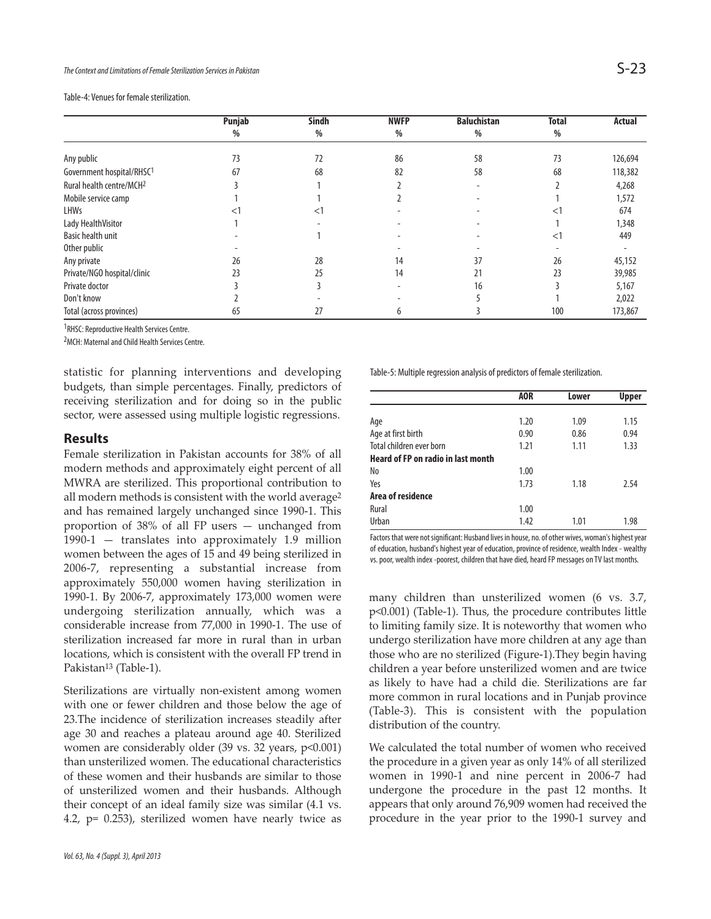Table-4: Venues for female sterilization.

| | Punjab % | Sindh % | NWFP % | Baluchistan % | Total % | Actual |
|---|---|---|---|---|---|---|
| Any public | 73 | 72 | 86 | 58 | 73 | 126,694 |
| Government hospital/RHSC[1] | 67 | 68 | 82 | 58 | 68 | 118,382 |
| Rural health centre/MCH[2] | 3 | 1 | 2 | - | 2 | 4,268 |
| Mobile service camp | 1 | 1 | 2 | - | 1 | 1,572 |
| LHWs | <1 | <1 | - | - | <1 | 674 |
| Lady HealthVisitor | 1 | - | - | - | 1 | 1,348 |
| Basic health unit | - | 1 | - | - | <1 | 449 |
| Other public | - | | - | - | - | - |
| Any private | 26 | 28 | 14 | 37 | 26 | 45,152 |
| Private/NGO hospital/clinic | 23 | 25 | 14 | 21 | 23 | 39,985 |
| Private doctor | 3 | 3 | - | 16 | 3 | 5,167 |
| Don't know | 2 | - | - | 5 | 1 | 2,022 |
| Total (across provinces) | 65 | 27 | 6 | 3 | 100 | 173,867 |

[1]RHSC: Reproductive Health Services Centre.

[2]MCH: Maternal and Child Health Services Centre.

statistic for planning interventions and developing budgets, than simple percentages. Finally, predictors of receiving sterilization and for doing so in the public sector, were assessed using multiple logistic regressions.

## Results

Female sterilization in Pakistan accounts for 38% of all modern methods and approximately eight percent of all MWRA are sterilized. This proportional contribution to all modern methods is consistent with the world average[2] and has remained largely unchanged since 1990-1. This proportion of 38% of all FP users — unchanged from 1990-1 — translates into approximately 1.9 million women between the ages of 15 and 49 being sterilized in 2006-7, representing a substantial increase from approximately 550,000 women having sterilization in 1990-1. By 2006-7, approximately 173,000 women were undergoing sterilization annually, which was a considerable increase from 77,000 in 1990-1. The use of sterilization increased far more in rural than in urban locations, which is consistent with the overall FP trend in Pakistan[13] (Table-1).

Sterilizations are virtually non-existent among women with one or fewer children and those below the age of 23.The incidence of sterilization increases steadily after age 30 and reaches a plateau around age 40. Sterilized women are considerably older (39 vs. 32 years, $p<0.001$) than unsterilized women. The educational characteristics of these women and their husbands are similar to those of unsterilized women and their husbands. Although their concept of an ideal family size was similar (4.1 vs. 4.2, $p= 0.253$), sterilized women have nearly twice as many children than unsterilized women (6 vs. 3.7, $p<0.001$) (Table-1). Thus, the procedure contributes little to limiting family size. It is noteworthy that women who undergo sterilization have more children at any age than those who are no sterilized (Figure-1).They begin having children a year before unsterilized women and are twice as likely to have had a child die. Sterilizations are far more common in rural locations and in Punjab province (Table-3). This is consistent with the population distribution of the country.

Table-5: Multiple regression analysis of predictors of female sterilization.

| | AOR | Lower | Upper |
|---|---|---|---|
| Age | 1.20 | 1.09 | 1.15 |
| Age at first birth | 0.90 | 0.86 | 0.94 |
| Total children ever born | 1.21 | 1.11 | 1.33 |
| **Heard of FP on radio in last month** | | | |
| No | 1.00 | | |
| Yes | 1.73 | 1.18 | 2.54 |
| **Area of residence** | | | |
| Rural | 1.00 | | |
| Urban | 1.42 | 1.01 | 1.98 |

Factors that were not significant: Husband lives in house, no. of other wives, woman's highest year of education, husband's highest year of education, province of residence, wealth Index - wealthy vs. poor, wealth index -poorest, children that have died, heard FP messages on TV last months.

We calculated the total number of women who received the procedure in a given year as only 14% of all sterilized women in 1990-1 and nine percent in 2006-7 had undergone the procedure in the past 12 months. It appears that only around 76,909 women had received the procedure in the year prior to the 1990-1 survey and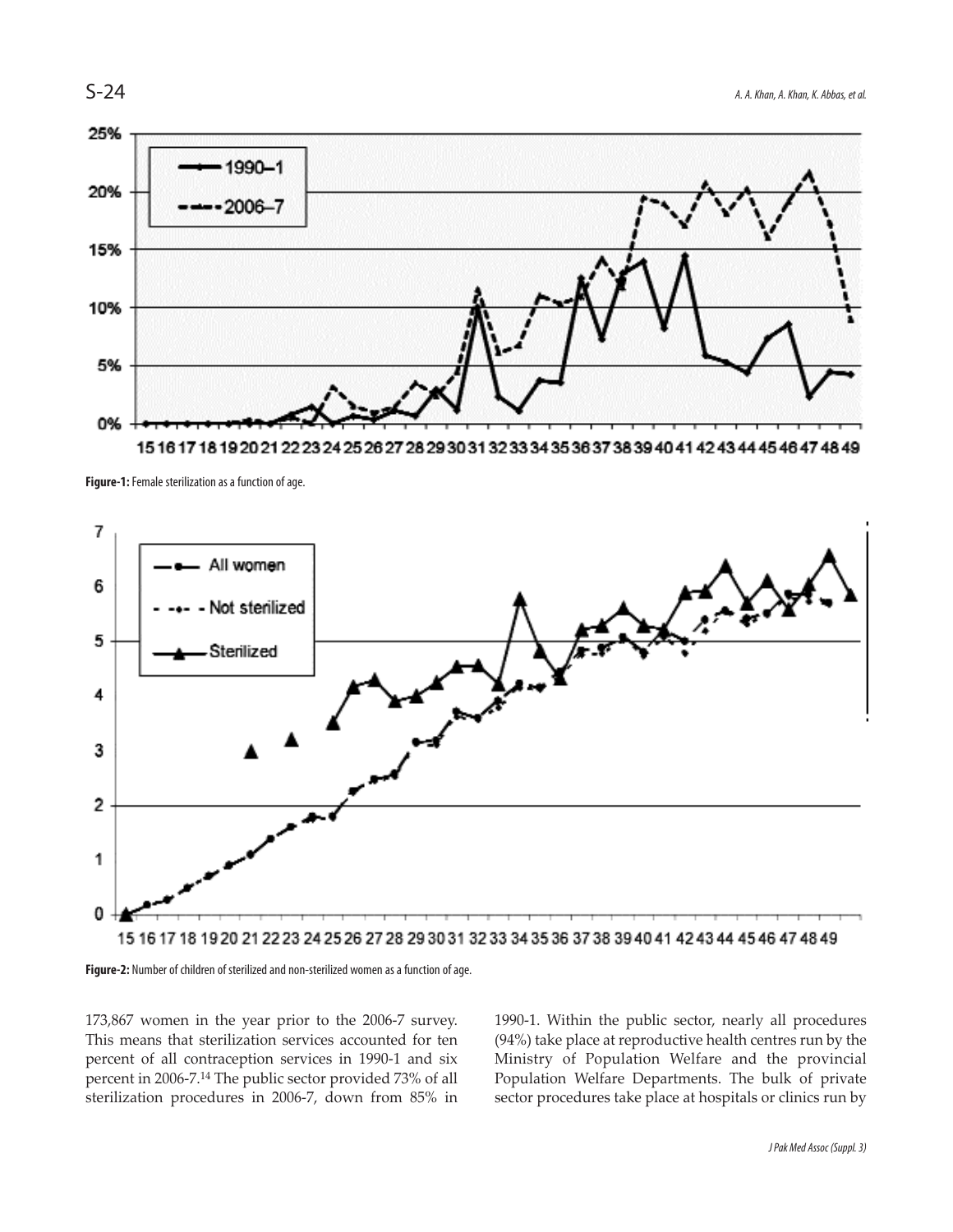**Figure-1:** Female sterilization as a function of age.

**Figure-2:** Number of children of sterilized and non-sterilized women as a function of age.

173,867 women in the year prior to the 2006-7 survey. This means that sterilization services accounted for ten percent of all contraception services in 1990-1 and six percent in 2006-7.[14] The public sector provided 73% of all sterilization procedures in 2006-7, down from 85% in 1990-1. Within the public sector, nearly all procedures (94%) take place at reproductive health centres run by the Ministry of Population Welfare and the provincial Population Welfare Departments. The bulk of private sector procedures take place at hospitals or clinics run by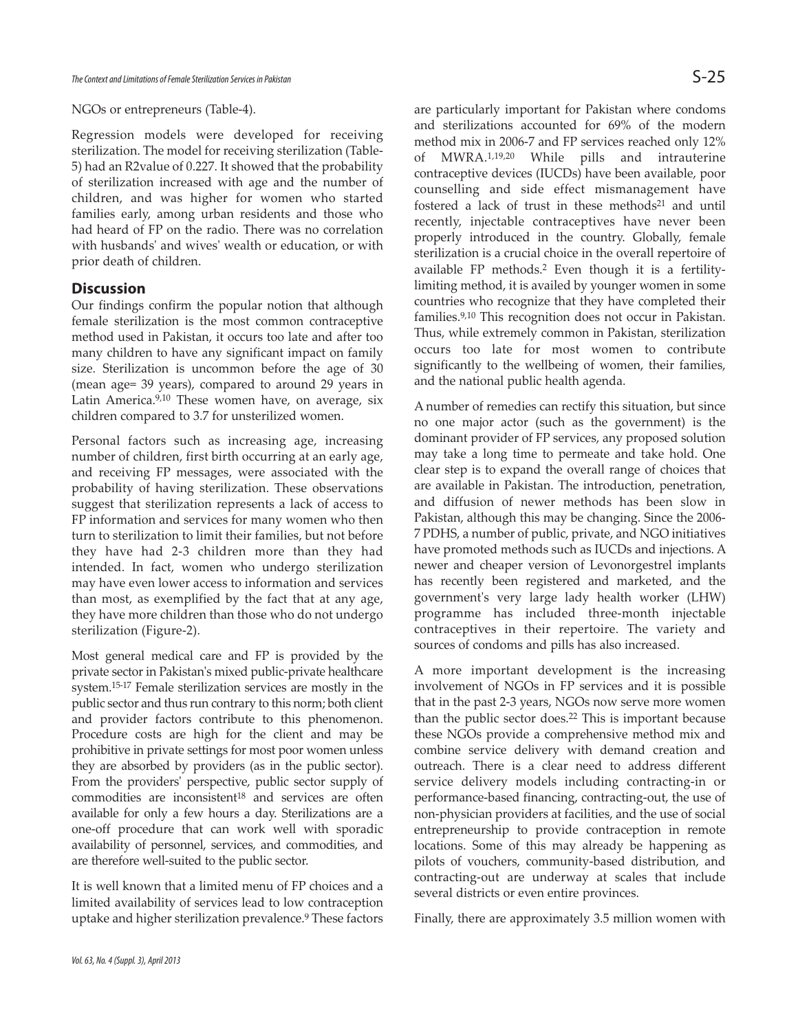NGOs or entrepreneurs (Table-4).

Regression models were developed for receiving sterilization. The model for receiving sterilization (Table-5) had an R2value of 0.227. It showed that the probability of sterilization increased with age and the number of children, and was higher for women who started families early, among urban residents and those who had heard of FP on the radio. There was no correlation with husbands' and wives' wealth or education, or with prior death of children.

## Discussion

Our findings confirm the popular notion that although female sterilization is the most common contraceptive method used in Pakistan, it occurs too late and after too many children to have any significant impact on family size. Sterilization is uncommon before the age of 30 (mean age= 39 years), compared to around 29 years in Latin America.[9,10] These women have, on average, six children compared to 3.7 for unsterilized women.

Personal factors such as increasing age, increasing number of children, first birth occurring at an early age, and receiving FP messages, were associated with the probability of having sterilization. These observations suggest that sterilization represents a lack of access to FP information and services for many women who then turn to sterilization to limit their families, but not before they have had 2-3 children more than they had intended. In fact, women who undergo sterilization may have even lower access to information and services than most, as exemplified by the fact that at any age, they have more children than those who do not undergo sterilization (Figure-2).

Most general medical care and FP is provided by the private sector in Pakistan's mixed public-private healthcare system.[15-17] Female sterilization services are mostly in the public sector and thus run contrary to this norm; both client and provider factors contribute to this phenomenon. Procedure costs are high for the client and may be prohibitive in private settings for most poor women unless they are absorbed by providers (as in the public sector). From the providers' perspective, public sector supply of commodities are inconsistent[18] and services are often available for only a few hours a day. Sterilizations are a one-off procedure that can work well with sporadic availability of personnel, services, and commodities, and are therefore well-suited to the public sector.

It is well known that a limited menu of FP choices and a limited availability of services lead to low contraception uptake and higher sterilization prevalence.[9] These factors are particularly important for Pakistan where condoms and sterilizations accounted for 69% of the modern method mix in 2006-7 and FP services reached only 12% of MWRA.[1,19,20] While pills and intrauterine contraceptive devices (IUCDs) have been available, poor counselling and side effect mismanagement have fostered a lack of trust in these methods[21] and until recently, injectable contraceptives have never been properly introduced in the country. Globally, female sterilization is a crucial choice in the overall repertoire of available FP methods.[2] Even though it is a fertility-limiting method, it is availed by younger women in some countries who recognize that they have completed their families.[9,10] This recognition does not occur in Pakistan. Thus, while extremely common in Pakistan, sterilization occurs too late for most women to contribute significantly to the wellbeing of women, their families, and the national public health agenda.

A number of remedies can rectify this situation, but since no one major actor (such as the government) is the dominant provider of FP services, any proposed solution may take a long time to permeate and take hold. One clear step is to expand the overall range of choices that are available in Pakistan. The introduction, penetration, and diffusion of newer methods has been slow in Pakistan, although this may be changing. Since the 2006-7 PDHS, a number of public, private, and NGO initiatives have promoted methods such as IUCDs and injections. A newer and cheaper version of Levonorgestrel implants has recently been registered and marketed, and the government's very large lady health worker (LHW) programme has included three-month injectable contraceptives in their repertoire. The variety and sources of condoms and pills has also increased.

A more important development is the increasing involvement of NGOs in FP services and it is possible that in the past 2-3 years, NGOs now serve more women than the public sector does.[22] This is important because these NGOs provide a comprehensive method mix and combine service delivery with demand creation and outreach. There is a clear need to address different service delivery models including contracting-in or performance-based financing, contracting-out, the use of non-physician providers at facilities, and the use of social entrepreneurship to provide contraception in remote locations. Some of this may already be happening as pilots of vouchers, community-based distribution, and contracting-out are underway at scales that include several districts or even entire provinces.

Finally, there are approximately 3.5 million women with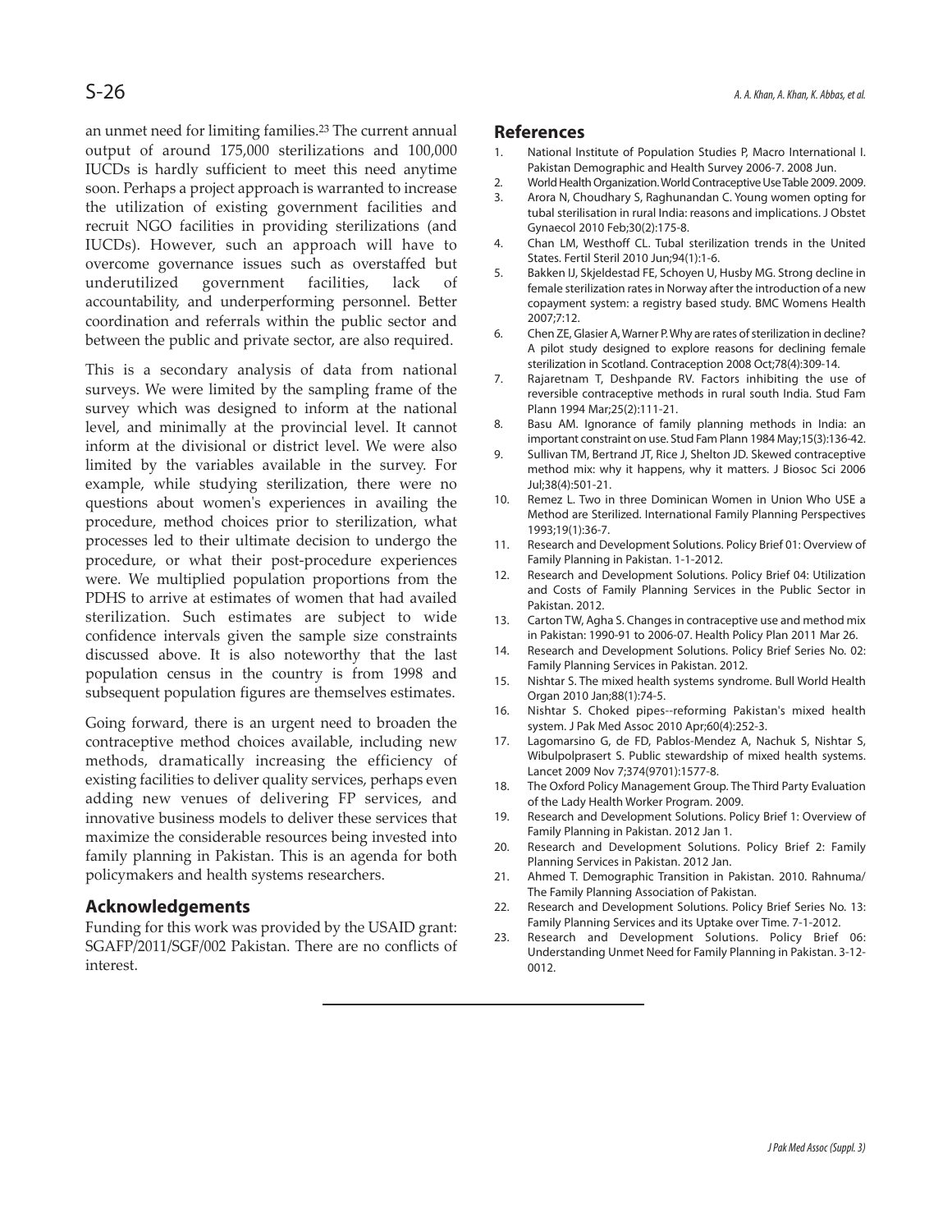an unmet need for limiting families.[23] The current annual output of around 175,000 sterilizations and 100,000 IUCDs is hardly sufficient to meet this need anytime soon. Perhaps a project approach is warranted to increase the utilization of existing government facilities and recruit NGO facilities in providing sterilizations (and IUCDs). However, such an approach will have to overcome governance issues such as overstaffed but underutilized government facilities, lack of accountability, and underperforming personnel. Better coordination and referrals within the public sector and between the public and private sector, are also required.

This is a secondary analysis of data from national surveys. We were limited by the sampling frame of the survey which was designed to inform at the national level, and minimally at the provincial level. It cannot inform at the divisional or district level. We were also limited by the variables available in the survey. For example, while studying sterilization, there were no questions about women's experiences in availing the procedure, method choices prior to sterilization, what processes led to their ultimate decision to undergo the procedure, or what their post-procedure experiences were. We multiplied population proportions from the PDHS to arrive at estimates of women that had availed sterilization. Such estimates are subject to wide confidence intervals given the sample size constraints discussed above. It is also noteworthy that the last population census in the country is from 1998 and subsequent population figures are themselves estimates.

Going forward, there is an urgent need to broaden the contraceptive method choices available, including new methods, dramatically increasing the efficiency of existing facilities to deliver quality services, perhaps even adding new venues of delivering FP services, and innovative business models to deliver these services that maximize the considerable resources being invested into family planning in Pakistan. This is an agenda for both policymakers and health systems researchers.

## Acknowledgements

Funding for this work was provided by the USAID grant: SGAFP/2011/SGF/002 Pakistan. There are no conflicts of interest.

## References

1. National Institute of Population Studies P, Macro International I. Pakistan Demographic and Health Survey 2006-7. 2008 Jun.
2. World Health Organization. World Contraceptive Use Table 2009. 2009.
3. Arora N, Choudhary S, Raghunandan C. Young women opting for tubal sterilisation in rural India: reasons and implications. J Obstet Gynaecol 2010 Feb;30(2):175-8.
4. Chan LM, Westhoff CL. Tubal sterilization trends in the United States. Fertil Steril 2010 Jun;94(1):1-6.
5. Bakken IJ, Skjeldestad FE, Schoyen U, Husby MG. Strong decline in female sterilization rates in Norway after the introduction of a new copayment system: a registry based study. BMC Womens Health 2007;7:12.
6. Chen ZE, Glasier A, Warner P. Why are rates of sterilization in decline? A pilot study designed to explore reasons for declining female sterilization in Scotland. Contraception 2008 Oct;78(4):309-14.
7. Rajaretnam T, Deshpande RV. Factors inhibiting the use of reversible contraceptive methods in rural south India. Stud Fam Plann 1994 Mar;25(2):111-21.
8. Basu AM. Ignorance of family planning methods in India: an important constraint on use. Stud Fam Plann 1984 May;15(3):136-42.
9. Sullivan TM, Bertrand JT, Rice J, Shelton JD. Skewed contraceptive method mix: why it happens, why it matters. J Biosoc Sci 2006 Jul;38(4):501-21.
10. Remez L. Two in three Dominican Women in Union Who USE a Method are Sterilized. International Family Planning Perspectives 1993;19(1):36-7.
11. Research and Development Solutions. Policy Brief 01: Overview of Family Planning in Pakistan. 1-1-2012.
12. Research and Development Solutions. Policy Brief 04: Utilization and Costs of Family Planning Services in the Public Sector in Pakistan. 2012.
13. Carton TW, Agha S. Changes in contraceptive use and method mix in Pakistan: 1990-91 to 2006-07. Health Policy Plan 2011 Mar 26.
14. Research and Development Solutions. Policy Brief Series No. 02: Family Planning Services in Pakistan. 2012.
15. Nishtar S. The mixed health systems syndrome. Bull World Health Organ 2010 Jan;88(1):74-5.
16. Nishtar S. Choked pipes--reforming Pakistan's mixed health system. J Pak Med Assoc 2010 Apr;60(4):252-3.
17. Lagomarsino G, de FD, Pablos-Mendez A, Nachuk S, Nishtar S, Wibulpolprasert S. Public stewardship of mixed health systems. Lancet 2009 Nov 7;374(9701):1577-8.
18. The Oxford Policy Management Group. The Third Party Evaluation of the Lady Health Worker Program. 2009.
19. Research and Development Solutions. Policy Brief 1: Overview of Family Planning in Pakistan. 2012 Jan 1.
20. Research and Development Solutions. Policy Brief 2: Family Planning Services in Pakistan. 2012 Jan.
21. Ahmed T. Demographic Transition in Pakistan. 2010. Rahnuma/ The Family Planning Association of Pakistan.
22. Research and Development Solutions. Policy Brief Series No. 13: Family Planning Services and its Uptake over Time. 7-1-2012.
23. Research and Development Solutions. Policy Brief 06: Understanding Unmet Need for Family Planning in Pakistan. 3-12-0012.